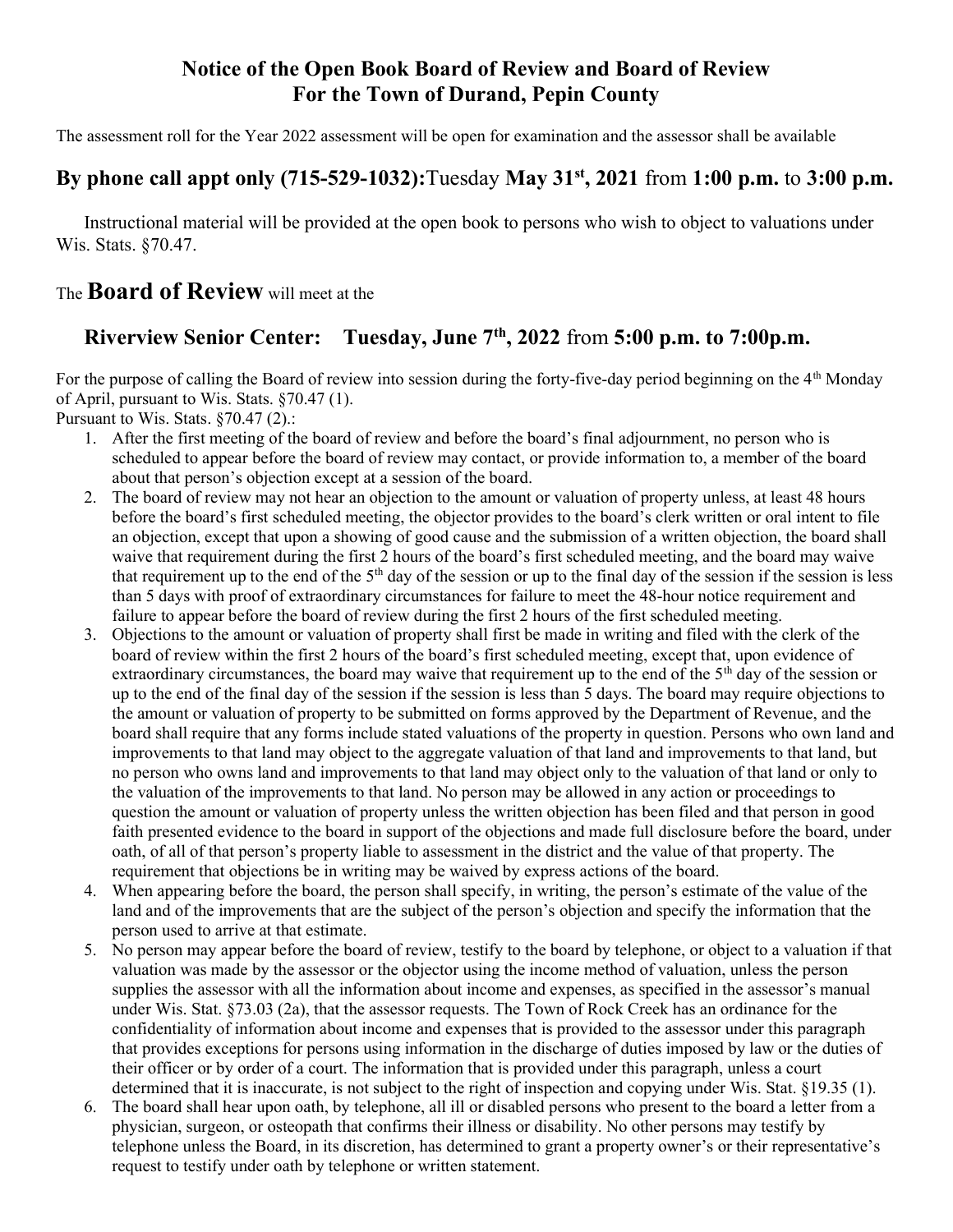# Notice of the Open Book Board of Review and Board of Review For the Town of Durand, Pepin County

The assessment roll for the Year 2022 assessment will be open for examination and the assessor shall be available

## By phone call appt only (715-529-1032): Tuesday May 31st, 2021 from 1:00 p.m. to 3:00 p.m.

Instructional material will be provided at the open book to persons who wish to object to valuations under Wis. Stats. §70.47.

## The Board of Review will meet at the

## Riverview Senior Center: Tuesday, June 7th, 2022 from 5:00 p.m. to 7:00p.m.

For the purpose of calling the Board of review into session during the forty-five-day period beginning on the 4th Monday of April, pursuant to Wis. Stats. §70.47 (1).

Pursuant to Wis. Stats. §70.47 (2).:

1. After the first meeting of the board of review and before the board's final adjournment, no person who is scheduled to appear before the board of review may contact, or provide information to, a member of the board about that person's objection except at a session of the board.
2. The board of review may not hear an objection to the amount or valuation of property unless, at least 48 hours before the board's first scheduled meeting, the objector provides to the board's clerk written or oral intent to file an objection, except that upon a showing of good cause and the submission of a written objection, the board shall waive that requirement during the first 2 hours of the board's first scheduled meeting, and the board may waive that requirement up to the end of the 5th day of the session or up to the final day of the session if the session is less than 5 days with proof of extraordinary circumstances for failure to meet the 48-hour notice requirement and failure to appear before the board of review during the first 2 hours of the first scheduled meeting.
3. Objections to the amount or valuation of property shall first be made in writing and filed with the clerk of the board of review within the first 2 hours of the board's first scheduled meeting, except that, upon evidence of extraordinary circumstances, the board may waive that requirement up to the end of the 5th day of the session or up to the end of the final day of the session if the session is less than 5 days. The board may require objections to the amount or valuation of property to be submitted on forms approved by the Department of Revenue, and the board shall require that any forms include stated valuations of the property in question. Persons who own land and improvements to that land may object to the aggregate valuation of that land and improvements to that land, but no person who owns land and improvements to that land may object only to the valuation of that land or only to the valuation of the improvements to that land. No person may be allowed in any action or proceedings to question the amount or valuation of property unless the written objection has been filed and that person in good faith presented evidence to the board in support of the objections and made full disclosure before the board, under oath, of all of that person's property liable to assessment in the district and the value of that property. The requirement that objections be in writing may be waived by express actions of the board.
4. When appearing before the board, the person shall specify, in writing, the person's estimate of the value of the land and of the improvements that are the subject of the person's objection and specify the information that the person used to arrive at that estimate.
5. No person may appear before the board of review, testify to the board by telephone, or object to a valuation if that valuation was made by the assessor or the objector using the income method of valuation, unless the person supplies the assessor with all the information about income and expenses, as specified in the assessor's manual under Wis. Stat. §73.03 (2a), that the assessor requests. The Town of Rock Creek has an ordinance for the confidentiality of information about income and expenses that is provided to the assessor under this paragraph that provides exceptions for persons using information in the discharge of duties imposed by law or the duties of their officer or by order of a court. The information that is provided under this paragraph, unless a court determined that it is inaccurate, is not subject to the right of inspection and copying under Wis. Stat. §19.35 (1).
6. The board shall hear upon oath, by telephone, all ill or disabled persons who present to the board a letter from a physician, surgeon, or osteopath that confirms their illness or disability. No other persons may testify by telephone unless the Board, in its discretion, has determined to grant a property owner's or their representative's request to testify under oath by telephone or written statement.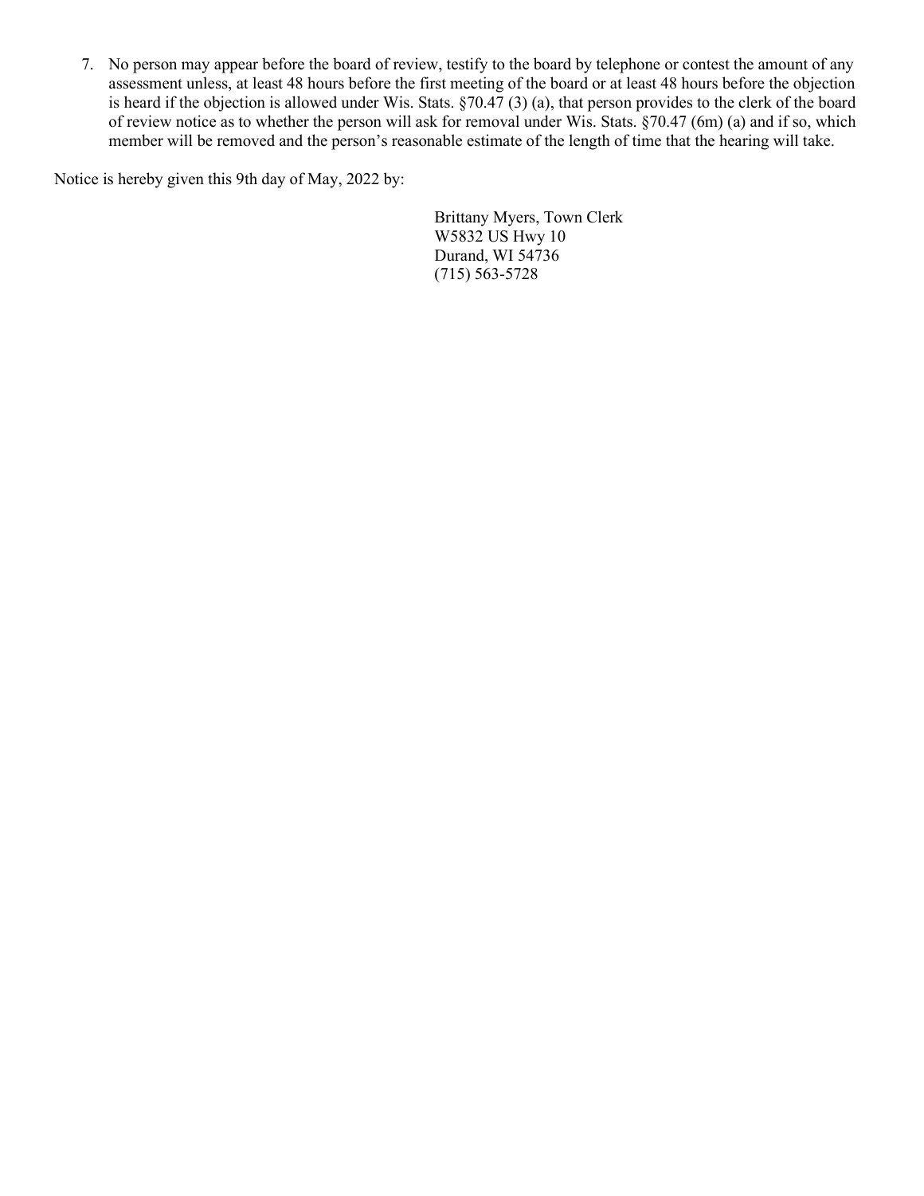7. No person may appear before the board of review, testify to the board by telephone or contest the amount of any assessment unless, at least 48 hours before the first meeting of the board or at least 48 hours before the objection is heard if the objection is allowed under Wis. Stats. §70.47 (3) (a), that person provides to the clerk of the board of review notice as to whether the person will ask for removal under Wis. Stats. §70.47 (6m) (a) and if so, which member will be removed and the person's reasonable estimate of the length of time that the hearing will take.

Notice is hereby given this 9th day of May, 2022 by:

Brittany Myers, Town Clerk
W5832 US Hwy 10
Durand, WI 54736
(715) 563-5728